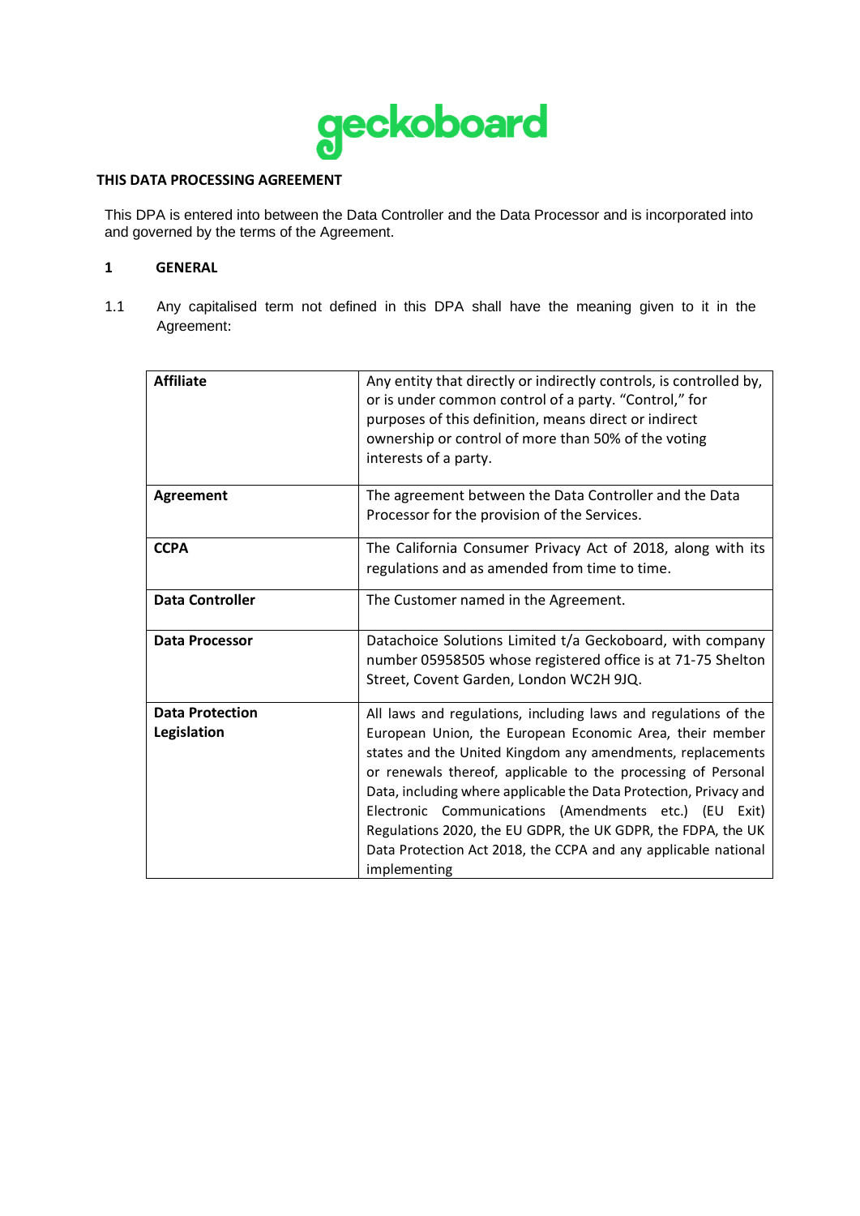geckoboard

**THIS DATA PROCESSING AGREEMENT**

This DPA is entered into between the Data Controller and the Data Processor and is incorporated into and governed by the terms of the Agreement.

## 1 GENERAL

1.1 Any capitalised term not defined in this DPA shall have the meaning given to it in the Agreement:

| | |
|---|---|
| **Affiliate** | Any entity that directly or indirectly controls, is controlled by, or is under common control of a party. "Control," for purposes of this definition, means direct or indirect ownership or control of more than 50% of the voting interests of a party. |
| **Agreement** | The agreement between the Data Controller and the Data Processor for the provision of the Services. |
| **CCPA** | The California Consumer Privacy Act of 2018, along with its regulations and as amended from time to time. |
| **Data Controller** | The Customer named in the Agreement. |
| **Data Processor** | Datachoice Solutions Limited t/a Geckoboard, with company number 05958505 whose registered office is at 71-75 Shelton Street, Covent Garden, London WC2H 9JQ. |
| **Data Protection Legislation** | All laws and regulations, including laws and regulations of the European Union, the European Economic Area, their member states and the United Kingdom any amendments, replacements or renewals thereof, applicable to the processing of Personal Data, including where applicable the Data Protection, Privacy and Electronic Communications (Amendments etc.) (EU Exit) Regulations 2020, the EU GDPR, the UK GDPR, the FDPA, the UK Data Protection Act 2018, the CCPA and any applicable national implementing |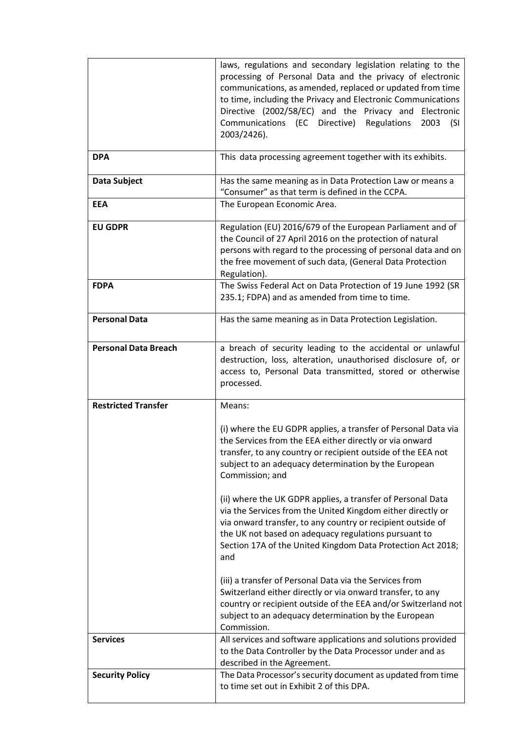| | |
|---|---|
| | laws, regulations and secondary legislation relating to the processing of Personal Data and the privacy of electronic communications, as amended, replaced or updated from time to time, including the Privacy and Electronic Communications Directive (2002/58/EC) and the Privacy and Electronic Communications (EC Directive) Regulations 2003 (SI 2003/2426). |
| **DPA** | This data processing agreement together with its exhibits. |
| **Data Subject** | Has the same meaning as in Data Protection Law or means a "Consumer" as that term is defined in the CCPA. |
| **EEA** | The European Economic Area. |
| **EU GDPR** | Regulation (EU) 2016/679 of the European Parliament and of the Council of 27 April 2016 on the protection of natural persons with regard to the processing of personal data and on the free movement of such data, (General Data Protection Regulation). |
| **FDPA** | The Swiss Federal Act on Data Protection of 19 June 1992 (SR 235.1; FDPA) and as amended from time to time. |
| **Personal Data** | Has the same meaning as in Data Protection Legislation. |
| **Personal Data Breach** | a breach of security leading to the accidental or unlawful destruction, loss, alteration, unauthorised disclosure of, or access to, Personal Data transmitted, stored or otherwise processed. |
| **Restricted Transfer** | Means:<br><br>(i) where the EU GDPR applies, a transfer of Personal Data via the Services from the EEA either directly or via onward transfer, to any country or recipient outside of the EEA not subject to an adequacy determination by the European Commission; and<br><br>(ii) where the UK GDPR applies, a transfer of Personal Data via the Services from the United Kingdom either directly or via onward transfer, to any country or recipient outside of the UK not based on adequacy regulations pursuant to Section 17A of the United Kingdom Data Protection Act 2018; and<br><br>(iii) a transfer of Personal Data via the Services from Switzerland either directly or via onward transfer, to any country or recipient outside of the EEA and/or Switzerland not subject to an adequacy determination by the European Commission. |
| **Services** | All services and software applications and solutions provided to the Data Controller by the Data Processor under and as described in the Agreement. |
| **Security Policy** | The Data Processor's security document as updated from time to time set out in Exhibit 2 of this DPA. |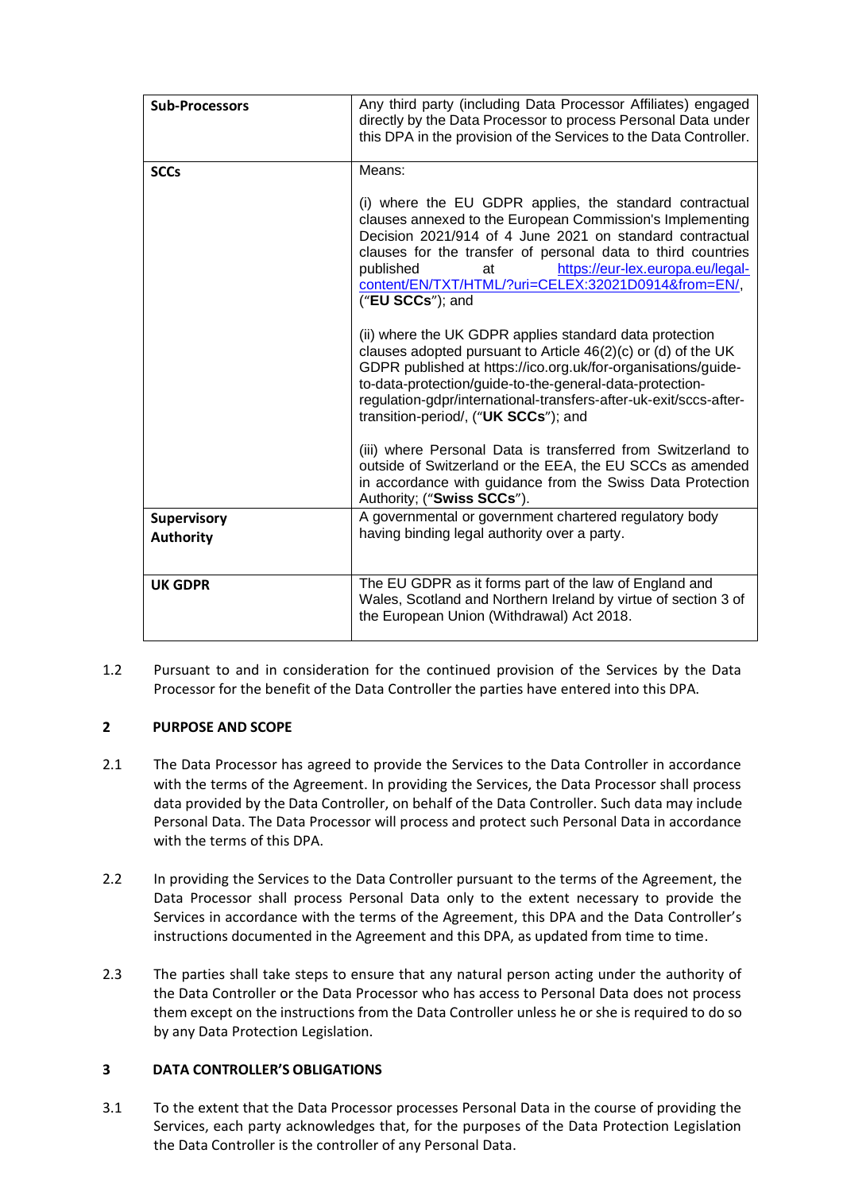| | |
|---|---|
| **Sub-Processors** | Any third party (including Data Processor Affiliates) engaged directly by the Data Processor to process Personal Data under this DPA in the provision of the Services to the Data Controller. |
| **SCCs** | Means:<br><br>(i) where the EU GDPR applies, the standard contractual clauses annexed to the European Commission's Implementing Decision 2021/914 of 4 June 2021 on standard contractual clauses for the transfer of personal data to third countries published at https://eur-lex.europa.eu/legal-content/EN/TXT/HTML/?uri=CELEX:32021D0914&from=EN/, ("**EU SCCs**"); and<br><br>(ii) where the UK GDPR applies standard data protection clauses adopted pursuant to Article 46(2)(c) or (d) of the UK GDPR published at https://ico.org.uk/for-organisations/guide-to-data-protection/guide-to-the-general-data-protection-regulation-gdpr/international-transfers-after-uk-exit/sccs-after-transition-period/, ("**UK SCCs**"); and<br><br>(iii) where Personal Data is transferred from Switzerland to outside of Switzerland or the EEA, the EU SCCs as amended in accordance with guidance from the Swiss Data Protection Authority; ("**Swiss SCCs**"). |
| **Supervisory Authority** | A governmental or government chartered regulatory body having binding legal authority over a party. |
| **UK GDPR** | The EU GDPR as it forms part of the law of England and Wales, Scotland and Northern Ireland by virtue of section 3 of the European Union (Withdrawal) Act 2018. |

1.2 Pursuant to and in consideration for the continued provision of the Services by the Data Processor for the benefit of the Data Controller the parties have entered into this DPA.

## 2 PURPOSE AND SCOPE

2.1 The Data Processor has agreed to provide the Services to the Data Controller in accordance with the terms of the Agreement. In providing the Services, the Data Processor shall process data provided by the Data Controller, on behalf of the Data Controller. Such data may include Personal Data. The Data Processor will process and protect such Personal Data in accordance with the terms of this DPA.

2.2 In providing the Services to the Data Controller pursuant to the terms of the Agreement, the Data Processor shall process Personal Data only to the extent necessary to provide the Services in accordance with the terms of the Agreement, this DPA and the Data Controller's instructions documented in the Agreement and this DPA, as updated from time to time.

2.3 The parties shall take steps to ensure that any natural person acting under the authority of the Data Controller or the Data Processor who has access to Personal Data does not process them except on the instructions from the Data Controller unless he or she is required to do so by any Data Protection Legislation.

## 3 DATA CONTROLLER'S OBLIGATIONS

3.1 To the extent that the Data Processor processes Personal Data in the course of providing the Services, each party acknowledges that, for the purposes of the Data Protection Legislation the Data Controller is the controller of any Personal Data.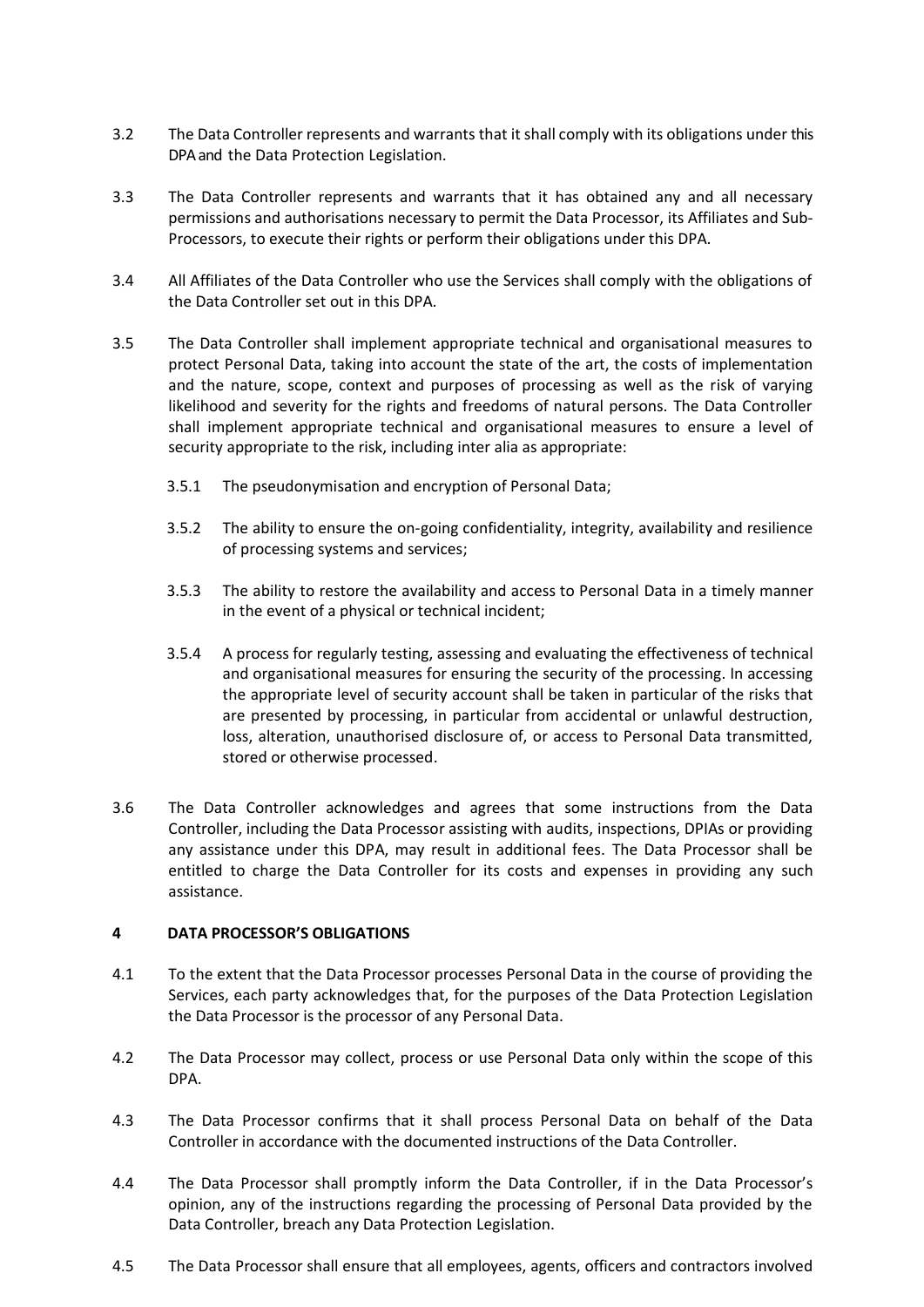3.2 The Data Controller represents and warrants that it shall comply with its obligations under this DPA and the Data Protection Legislation.

3.3 The Data Controller represents and warrants that it has obtained any and all necessary permissions and authorisations necessary to permit the Data Processor, its Affiliates and Sub-Processors, to execute their rights or perform their obligations under this DPA.

3.4 All Affiliates of the Data Controller who use the Services shall comply with the obligations of the Data Controller set out in this DPA.

3.5 The Data Controller shall implement appropriate technical and organisational measures to protect Personal Data, taking into account the state of the art, the costs of implementation and the nature, scope, context and purposes of processing as well as the risk of varying likelihood and severity for the rights and freedoms of natural persons. The Data Controller shall implement appropriate technical and organisational measures to ensure a level of security appropriate to the risk, including inter alia as appropriate:

3.5.1 The pseudonymisation and encryption of Personal Data;

3.5.2 The ability to ensure the on-going confidentiality, integrity, availability and resilience of processing systems and services;

3.5.3 The ability to restore the availability and access to Personal Data in a timely manner in the event of a physical or technical incident;

3.5.4 A process for regularly testing, assessing and evaluating the effectiveness of technical and organisational measures for ensuring the security of the processing. In accessing the appropriate level of security account shall be taken in particular of the risks that are presented by processing, in particular from accidental or unlawful destruction, loss, alteration, unauthorised disclosure of, or access to Personal Data transmitted, stored or otherwise processed.

3.6 The Data Controller acknowledges and agrees that some instructions from the Data Controller, including the Data Processor assisting with audits, inspections, DPIAs or providing any assistance under this DPA, may result in additional fees. The Data Processor shall be entitled to charge the Data Controller for its costs and expenses in providing any such assistance.

## 4 DATA PROCESSOR'S OBLIGATIONS

4.1 To the extent that the Data Processor processes Personal Data in the course of providing the Services, each party acknowledges that, for the purposes of the Data Protection Legislation the Data Processor is the processor of any Personal Data.

4.2 The Data Processor may collect, process or use Personal Data only within the scope of this DPA.

4.3 The Data Processor confirms that it shall process Personal Data on behalf of the Data Controller in accordance with the documented instructions of the Data Controller.

4.4 The Data Processor shall promptly inform the Data Controller, if in the Data Processor's opinion, any of the instructions regarding the processing of Personal Data provided by the Data Controller, breach any Data Protection Legislation.

4.5 The Data Processor shall ensure that all employees, agents, officers and contractors involved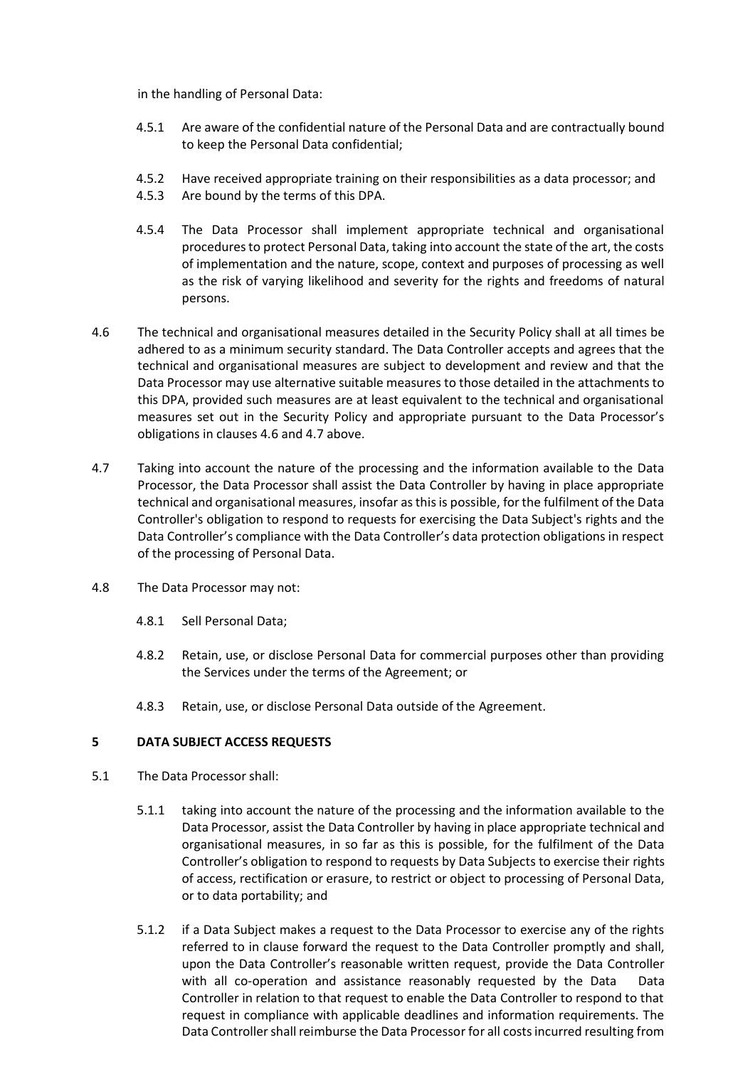in the handling of Personal Data:

4.5.1 Are aware of the confidential nature of the Personal Data and are contractually bound to keep the Personal Data confidential;

4.5.2 Have received appropriate training on their responsibilities as a data processor; and

4.5.3 Are bound by the terms of this DPA.

4.5.4 The Data Processor shall implement appropriate technical and organisational procedures to protect Personal Data, taking into account the state of the art, the costs of implementation and the nature, scope, context and purposes of processing as well as the risk of varying likelihood and severity for the rights and freedoms of natural persons.

4.6 The technical and organisational measures detailed in the Security Policy shall at all times be adhered to as a minimum security standard. The Data Controller accepts and agrees that the technical and organisational measures are subject to development and review and that the Data Processor may use alternative suitable measures to those detailed in the attachments to this DPA, provided such measures are at least equivalent to the technical and organisational measures set out in the Security Policy and appropriate pursuant to the Data Processor's obligations in clauses 4.6 and 4.7 above.

4.7 Taking into account the nature of the processing and the information available to the Data Processor, the Data Processor shall assist the Data Controller by having in place appropriate technical and organisational measures, insofar as this is possible, for the fulfilment of the Data Controller's obligation to respond to requests for exercising the Data Subject's rights and the Data Controller's compliance with the Data Controller's data protection obligations in respect of the processing of Personal Data.

4.8 The Data Processor may not:

4.8.1 Sell Personal Data;

4.8.2 Retain, use, or disclose Personal Data for commercial purposes other than providing the Services under the terms of the Agreement; or

4.8.3 Retain, use, or disclose Personal Data outside of the Agreement.

## 5 DATA SUBJECT ACCESS REQUESTS

5.1 The Data Processor shall:

5.1.1 taking into account the nature of the processing and the information available to the Data Processor, assist the Data Controller by having in place appropriate technical and organisational measures, in so far as this is possible, for the fulfilment of the Data Controller's obligation to respond to requests by Data Subjects to exercise their rights of access, rectification or erasure, to restrict or object to processing of Personal Data, or to data portability; and

5.1.2 if a Data Subject makes a request to the Data Processor to exercise any of the rights referred to in clause forward the request to the Data Controller promptly and shall, upon the Data Controller's reasonable written request, provide the Data Controller with all co-operation and assistance reasonably requested by the Data Data Controller in relation to that request to enable the Data Controller to respond to that request in compliance with applicable deadlines and information requirements. The Data Controller shall reimburse the Data Processor for all costs incurred resulting from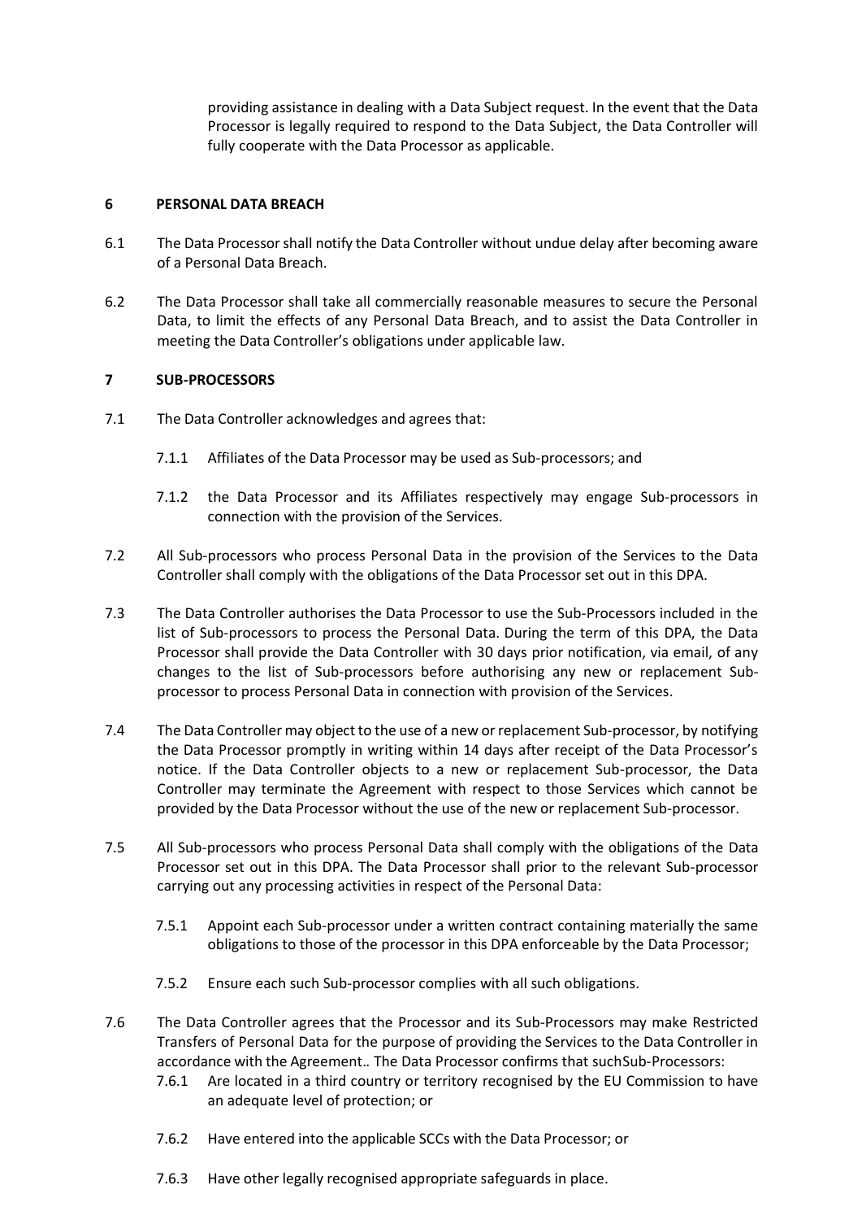providing assistance in dealing with a Data Subject request. In the event that the Data Processor is legally required to respond to the Data Subject, the Data Controller will fully cooperate with the Data Processor as applicable.

## 6 PERSONAL DATA BREACH

6.1 The Data Processor shall notify the Data Controller without undue delay after becoming aware of a Personal Data Breach.

6.2 The Data Processor shall take all commercially reasonable measures to secure the Personal Data, to limit the effects of any Personal Data Breach, and to assist the Data Controller in meeting the Data Controller's obligations under applicable law.

## 7 SUB-PROCESSORS

7.1 The Data Controller acknowledges and agrees that:

7.1.1 Affiliates of the Data Processor may be used as Sub-processors; and

7.1.2 the Data Processor and its Affiliates respectively may engage Sub-processors in connection with the provision of the Services.

7.2 All Sub-processors who process Personal Data in the provision of the Services to the Data Controller shall comply with the obligations of the Data Processor set out in this DPA.

7.3 The Data Controller authorises the Data Processor to use the Sub-Processors included in the list of Sub-processors to process the Personal Data. During the term of this DPA, the Data Processor shall provide the Data Controller with 30 days prior notification, via email, of any changes to the list of Sub-processors before authorising any new or replacement Sub-processor to process Personal Data in connection with provision of the Services.

7.4 The Data Controller may object to the use of a new or replacement Sub-processor, by notifying the Data Processor promptly in writing within 14 days after receipt of the Data Processor's notice. If the Data Controller objects to a new or replacement Sub-processor, the Data Controller may terminate the Agreement with respect to those Services which cannot be provided by the Data Processor without the use of the new or replacement Sub-processor.

7.5 All Sub-processors who process Personal Data shall comply with the obligations of the Data Processor set out in this DPA. The Data Processor shall prior to the relevant Sub-processor carrying out any processing activities in respect of the Personal Data:

7.5.1 Appoint each Sub-processor under a written contract containing materially the same obligations to those of the processor in this DPA enforceable by the Data Processor;

7.5.2 Ensure each such Sub-processor complies with all such obligations.

7.6 The Data Controller agrees that the Processor and its Sub-Processors may make Restricted Transfers of Personal Data for the purpose of providing the Services to the Data Controller in accordance with the Agreement.. The Data Processor confirms that suchSub-Processors:

7.6.1 Are located in a third country or territory recognised by the EU Commission to have an adequate level of protection; or

7.6.2 Have entered into the applicable SCCs with the Data Processor; or

7.6.3 Have other legally recognised appropriate safeguards in place.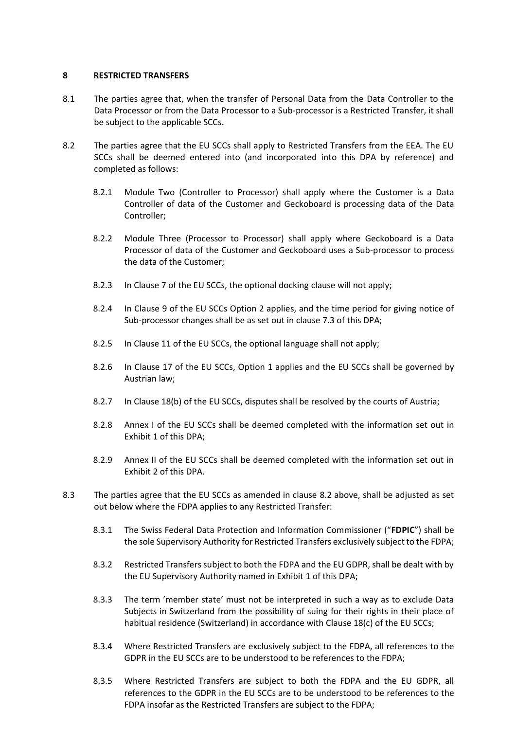## 8 RESTRICTED TRANSFERS

8.1 The parties agree that, when the transfer of Personal Data from the Data Controller to the Data Processor or from the Data Processor to a Sub-processor is a Restricted Transfer, it shall be subject to the applicable SCCs.

8.2 The parties agree that the EU SCCs shall apply to Restricted Transfers from the EEA. The EU SCCs shall be deemed entered into (and incorporated into this DPA by reference) and completed as follows:

8.2.1 Module Two (Controller to Processor) shall apply where the Customer is a Data Controller of data of the Customer and Geckoboard is processing data of the Data Controller;

8.2.2 Module Three (Processor to Processor) shall apply where Geckoboard is a Data Processor of data of the Customer and Geckoboard uses a Sub-processor to process the data of the Customer;

8.2.3 In Clause 7 of the EU SCCs, the optional docking clause will not apply;

8.2.4 In Clause 9 of the EU SCCs Option 2 applies, and the time period for giving notice of Sub-processor changes shall be as set out in clause 7.3 of this DPA;

8.2.5 In Clause 11 of the EU SCCs, the optional language shall not apply;

8.2.6 In Clause 17 of the EU SCCs, Option 1 applies and the EU SCCs shall be governed by Austrian law;

8.2.7 In Clause 18(b) of the EU SCCs, disputes shall be resolved by the courts of Austria;

8.2.8 Annex I of the EU SCCs shall be deemed completed with the information set out in Exhibit 1 of this DPA;

8.2.9 Annex II of the EU SCCs shall be deemed completed with the information set out in Exhibit 2 of this DPA.

8.3 The parties agree that the EU SCCs as amended in clause 8.2 above, shall be adjusted as set out below where the FDPA applies to any Restricted Transfer:

8.3.1 The Swiss Federal Data Protection and Information Commissioner ("**FDPIC**") shall be the sole Supervisory Authority for Restricted Transfers exclusively subject to the FDPA;

8.3.2 Restricted Transfers subject to both the FDPA and the EU GDPR, shall be dealt with by the EU Supervisory Authority named in Exhibit 1 of this DPA;

8.3.3 The term 'member state' must not be interpreted in such a way as to exclude Data Subjects in Switzerland from the possibility of suing for their rights in their place of habitual residence (Switzerland) in accordance with Clause 18(c) of the EU SCCs;

8.3.4 Where Restricted Transfers are exclusively subject to the FDPA, all references to the GDPR in the EU SCCs are to be understood to be references to the FDPA;

8.3.5 Where Restricted Transfers are subject to both the FDPA and the EU GDPR, all references to the GDPR in the EU SCCs are to be understood to be references to the FDPA insofar as the Restricted Transfers are subject to the FDPA;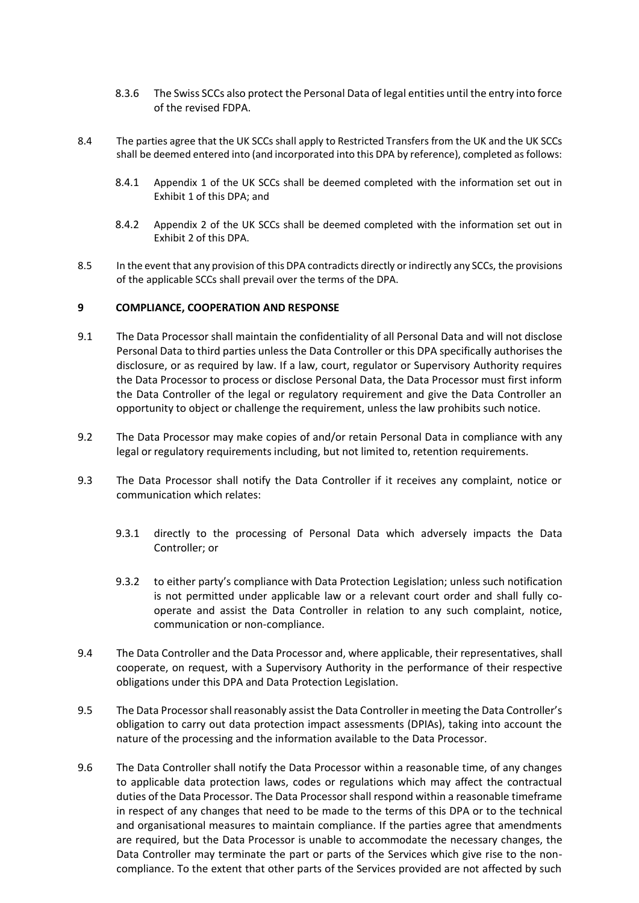8.3.6 The Swiss SCCs also protect the Personal Data of legal entities until the entry into force of the revised FDPA.

8.4 The parties agree that the UK SCCs shall apply to Restricted Transfers from the UK and the UK SCCs shall be deemed entered into (and incorporated into this DPA by reference), completed as follows:

8.4.1 Appendix 1 of the UK SCCs shall be deemed completed with the information set out in Exhibit 1 of this DPA; and

8.4.2 Appendix 2 of the UK SCCs shall be deemed completed with the information set out in Exhibit 2 of this DPA.

8.5 In the event that any provision of this DPA contradicts directly or indirectly any SCCs, the provisions of the applicable SCCs shall prevail over the terms of the DPA.

## 9 COMPLIANCE, COOPERATION AND RESPONSE

9.1 The Data Processor shall maintain the confidentiality of all Personal Data and will not disclose Personal Data to third parties unless the Data Controller or this DPA specifically authorises the disclosure, or as required by law. If a law, court, regulator or Supervisory Authority requires the Data Processor to process or disclose Personal Data, the Data Processor must first inform the Data Controller of the legal or regulatory requirement and give the Data Controller an opportunity to object or challenge the requirement, unless the law prohibits such notice.

9.2 The Data Processor may make copies of and/or retain Personal Data in compliance with any legal or regulatory requirements including, but not limited to, retention requirements.

9.3 The Data Processor shall notify the Data Controller if it receives any complaint, notice or communication which relates:

9.3.1 directly to the processing of Personal Data which adversely impacts the Data Controller; or

9.3.2 to either party's compliance with Data Protection Legislation; unless such notification is not permitted under applicable law or a relevant court order and shall fully co-operate and assist the Data Controller in relation to any such complaint, notice, communication or non-compliance.

9.4 The Data Controller and the Data Processor and, where applicable, their representatives, shall cooperate, on request, with a Supervisory Authority in the performance of their respective obligations under this DPA and Data Protection Legislation.

9.5 The Data Processor shall reasonably assist the Data Controller in meeting the Data Controller's obligation to carry out data protection impact assessments (DPIAs), taking into account the nature of the processing and the information available to the Data Processor.

9.6 The Data Controller shall notify the Data Processor within a reasonable time, of any changes to applicable data protection laws, codes or regulations which may affect the contractual duties of the Data Processor. The Data Processor shall respond within a reasonable timeframe in respect of any changes that need to be made to the terms of this DPA or to the technical and organisational measures to maintain compliance. If the parties agree that amendments are required, but the Data Processor is unable to accommodate the necessary changes, the Data Controller may terminate the part or parts of the Services which give rise to the non-compliance. To the extent that other parts of the Services provided are not affected by such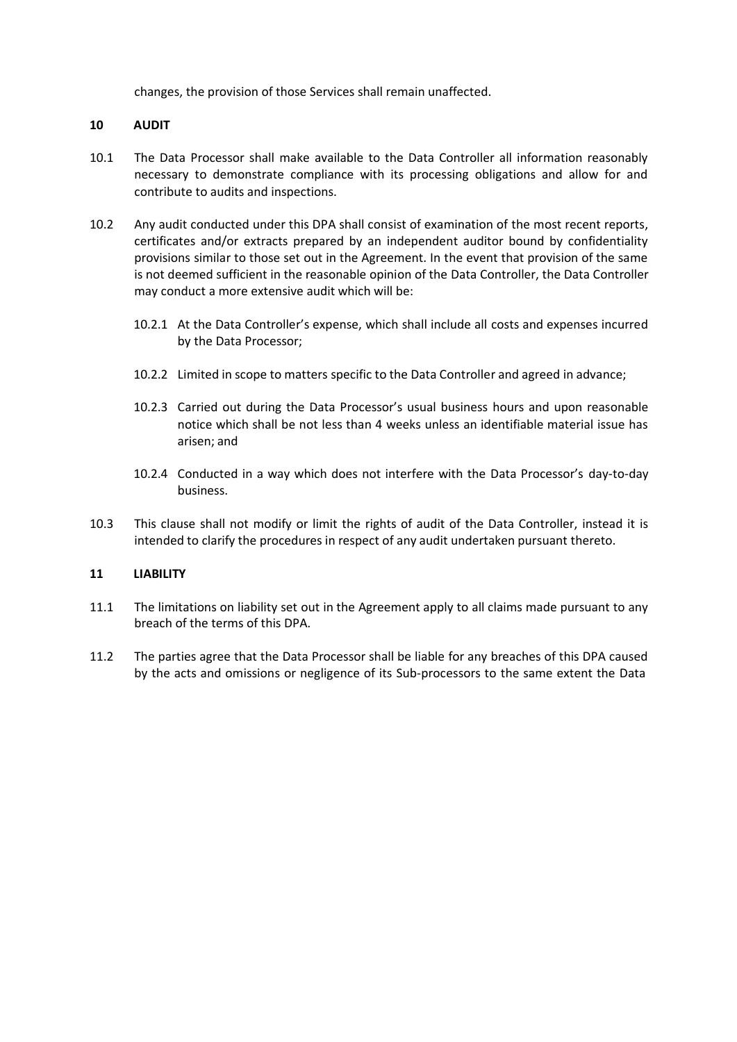changes, the provision of those Services shall remain unaffected.

## 10 AUDIT

10.1 The Data Processor shall make available to the Data Controller all information reasonably necessary to demonstrate compliance with its processing obligations and allow for and contribute to audits and inspections.

10.2 Any audit conducted under this DPA shall consist of examination of the most recent reports, certificates and/or extracts prepared by an independent auditor bound by confidentiality provisions similar to those set out in the Agreement. In the event that provision of the same is not deemed sufficient in the reasonable opinion of the Data Controller, the Data Controller may conduct a more extensive audit which will be:

10.2.1 At the Data Controller's expense, which shall include all costs and expenses incurred by the Data Processor;

10.2.2 Limited in scope to matters specific to the Data Controller and agreed in advance;

10.2.3 Carried out during the Data Processor's usual business hours and upon reasonable notice which shall be not less than 4 weeks unless an identifiable material issue has arisen; and

10.2.4 Conducted in a way which does not interfere with the Data Processor's day-to-day business.

10.3 This clause shall not modify or limit the rights of audit of the Data Controller, instead it is intended to clarify the procedures in respect of any audit undertaken pursuant thereto.

## 11 LIABILITY

11.1 The limitations on liability set out in the Agreement apply to all claims made pursuant to any breach of the terms of this DPA.

11.2 The parties agree that the Data Processor shall be liable for any breaches of this DPA caused by the acts and omissions or negligence of its Sub-processors to the same extent the Data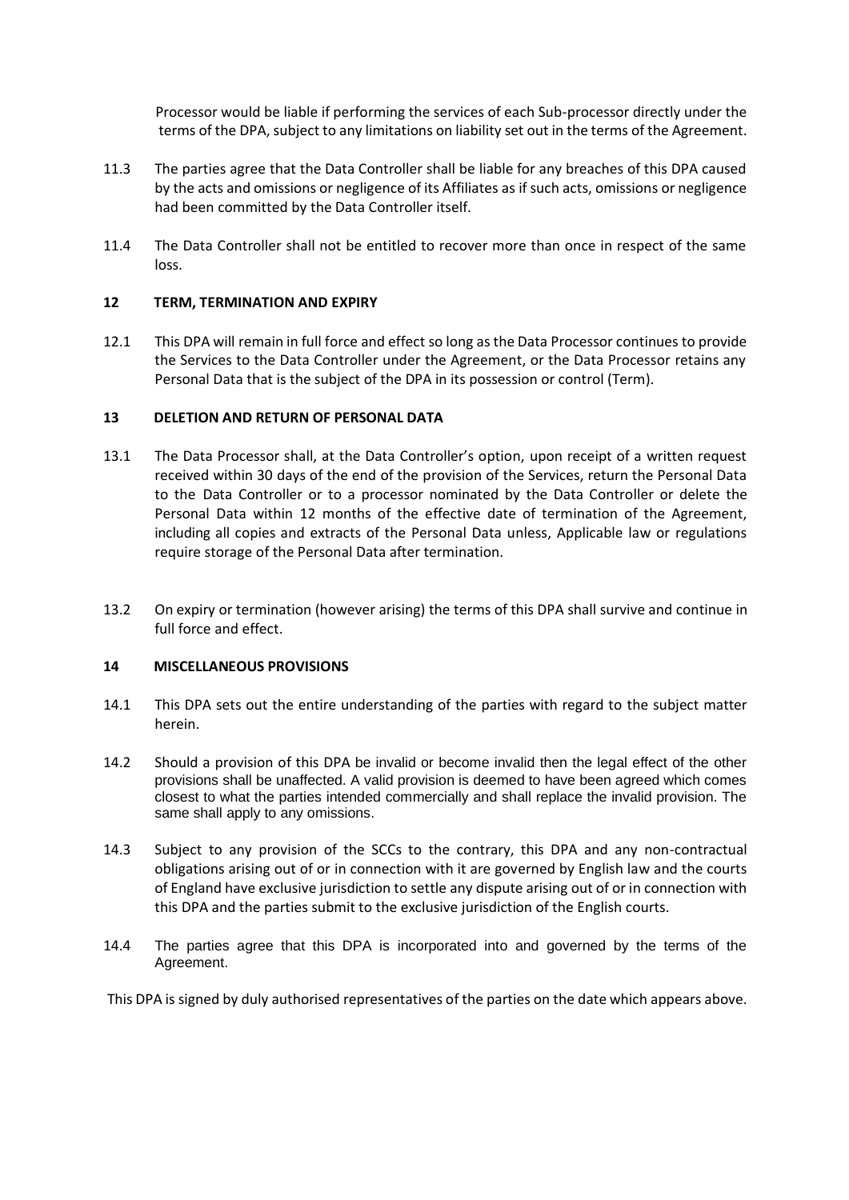Processor would be liable if performing the services of each Sub-processor directly under the terms of the DPA, subject to any limitations on liability set out in the terms of the Agreement.

11.3 The parties agree that the Data Controller shall be liable for any breaches of this DPA caused by the acts and omissions or negligence of its Affiliates as if such acts, omissions or negligence had been committed by the Data Controller itself.

11.4 The Data Controller shall not be entitled to recover more than once in respect of the same loss.

## 12 TERM, TERMINATION AND EXPIRY

12.1 This DPA will remain in full force and effect so long as the Data Processor continues to provide the Services to the Data Controller under the Agreement, or the Data Processor retains any Personal Data that is the subject of the DPA in its possession or control (Term).

## 13 DELETION AND RETURN OF PERSONAL DATA

13.1 The Data Processor shall, at the Data Controller's option, upon receipt of a written request received within 30 days of the end of the provision of the Services, return the Personal Data to the Data Controller or to a processor nominated by the Data Controller or delete the Personal Data within 12 months of the effective date of termination of the Agreement, including all copies and extracts of the Personal Data unless, Applicable law or regulations require storage of the Personal Data after termination.

13.2 On expiry or termination (however arising) the terms of this DPA shall survive and continue in full force and effect.

## 14 MISCELLANEOUS PROVISIONS

14.1 This DPA sets out the entire understanding of the parties with regard to the subject matter herein.

14.2 Should a provision of this DPA be invalid or become invalid then the legal effect of the other provisions shall be unaffected. A valid provision is deemed to have been agreed which comes closest to what the parties intended commercially and shall replace the invalid provision. The same shall apply to any omissions.

14.3 Subject to any provision of the SCCs to the contrary, this DPA and any non-contractual obligations arising out of or in connection with it are governed by English law and the courts of England have exclusive jurisdiction to settle any dispute arising out of or in connection with this DPA and the parties submit to the exclusive jurisdiction of the English courts.

14.4 The parties agree that this DPA is incorporated into and governed by the terms of the Agreement.

This DPA is signed by duly authorised representatives of the parties on the date which appears above.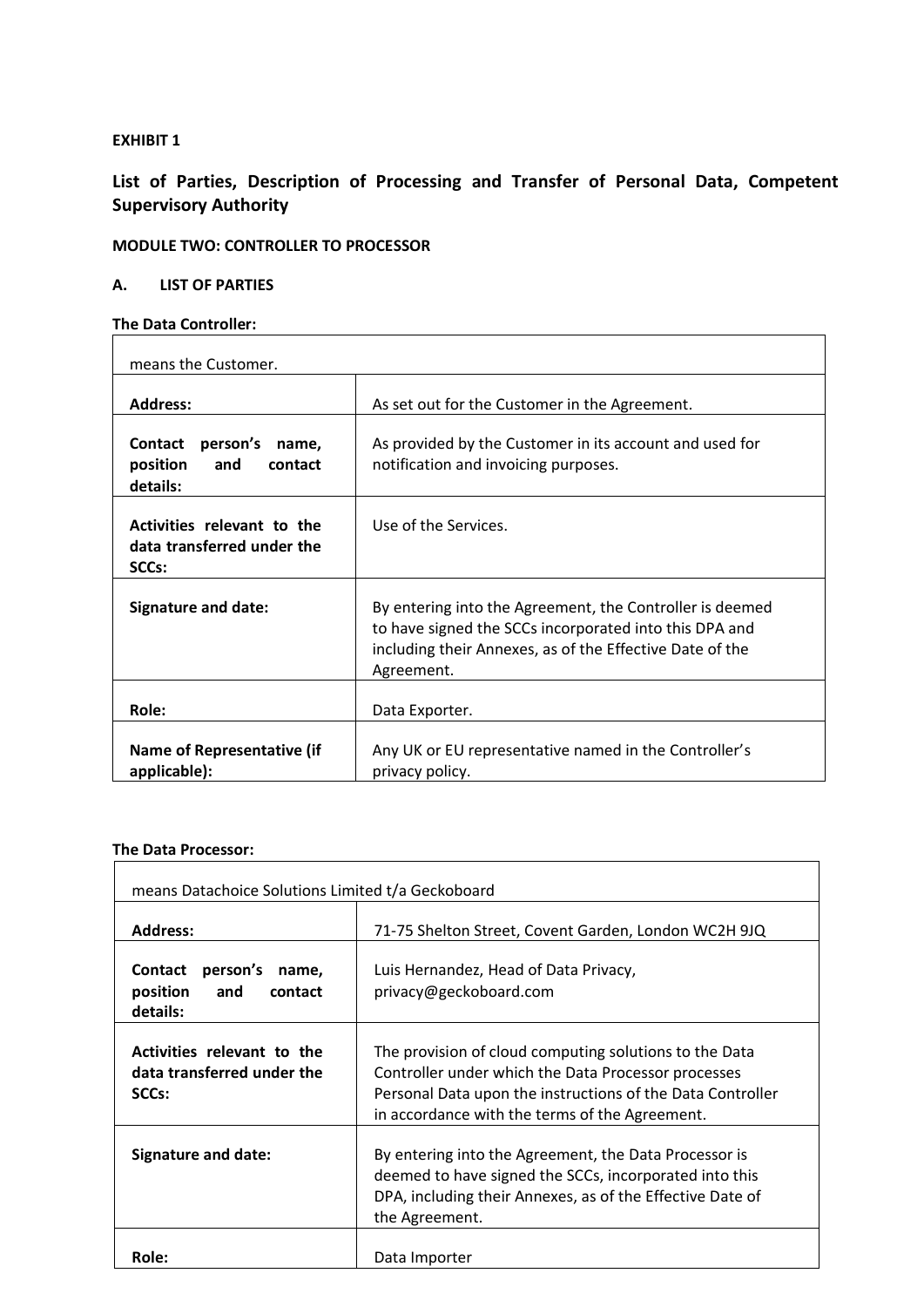**EXHIBIT 1**

## List of Parties, Description of Processing and Transfer of Personal Data, Competent Supervisory Authority

**MODULE TWO: CONTROLLER TO PROCESSOR**

**A. LIST OF PARTIES**

**The Data Controller:**

| means the Customer. | |
|---|---|
| **Address:** | As set out for the Customer in the Agreement. |
| **Contact person's name, position and contact details:** | As provided by the Customer in its account and used for notification and invoicing purposes. |
| **Activities relevant to the data transferred under the SCCs:** | Use of the Services. |
| **Signature and date:** | By entering into the Agreement, the Controller is deemed to have signed the SCCs incorporated into this DPA and including their Annexes, as of the Effective Date of the Agreement. |
| **Role:** | Data Exporter. |
| **Name of Representative (if applicable):** | Any UK or EU representative named in the Controller's privacy policy. |

**The Data Processor:**

| means Datachoice Solutions Limited t/a Geckoboard | |
|---|---|
| **Address:** | 71-75 Shelton Street, Covent Garden, London WC2H 9JQ |
| **Contact person's name, position and contact details:** | Luis Hernandez, Head of Data Privacy, privacy@geckoboard.com |
| **Activities relevant to the data transferred under the SCCs:** | The provision of cloud computing solutions to the Data Controller under which the Data Processor processes Personal Data upon the instructions of the Data Controller in accordance with the terms of the Agreement. |
| **Signature and date:** | By entering into the Agreement, the Data Processor is deemed to have signed the SCCs, incorporated into this DPA, including their Annexes, as of the Effective Date of the Agreement. |
| **Role:** | Data Importer |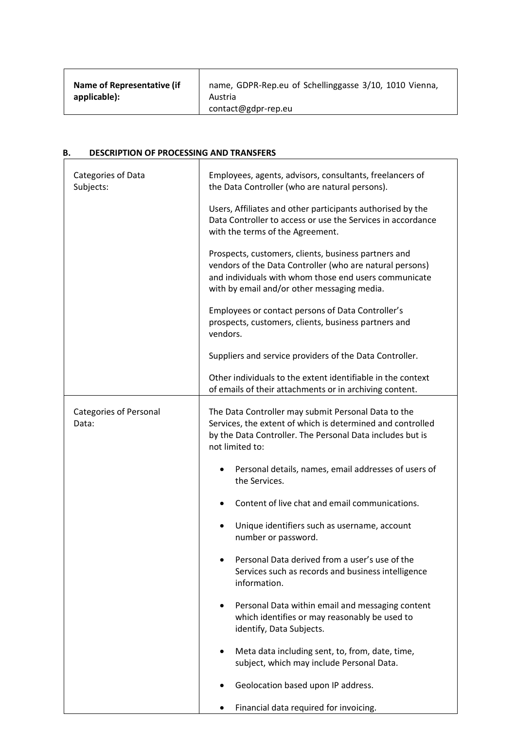| | |
|---|---|
| **Name of Representative (if applicable):** | name, GDPR-Rep.eu of Schellinggasse 3/10, 1010 Vienna, Austria contact@gdpr-rep.eu |

**B. DESCRIPTION OF PROCESSING AND TRANSFERS**

| | |
|---|---|
| Categories of Data Subjects: | Employees, agents, advisors, consultants, freelancers of the Data Controller (who are natural persons).<br><br>Users, Affiliates and other participants authorised by the Data Controller to access or use the Services in accordance with the terms of the Agreement.<br><br>Prospects, customers, clients, business partners and vendors of the Data Controller (who are natural persons) and individuals with whom those end users communicate with by email and/or other messaging media.<br><br>Employees or contact persons of Data Controller's prospects, customers, clients, business partners and vendors.<br><br>Suppliers and service providers of the Data Controller.<br><br>Other individuals to the extent identifiable in the context of emails of their attachments or in archiving content. |
| Categories of Personal Data: | The Data Controller may submit Personal Data to the Services, the extent of which is determined and controlled by the Data Controller. The Personal Data includes but is not limited to:<br><br>• Personal details, names, email addresses of users of the Services.<br>• Content of live chat and email communications.<br>• Unique identifiers such as username, account number or password.<br>• Personal Data derived from a user's use of the Services such as records and business intelligence information.<br>• Personal Data within email and messaging content which identifies or may reasonably be used to identify, Data Subjects.<br>• Meta data including sent, to, from, date, time, subject, which may include Personal Data.<br>• Geolocation based upon IP address.<br>• Financial data required for invoicing. |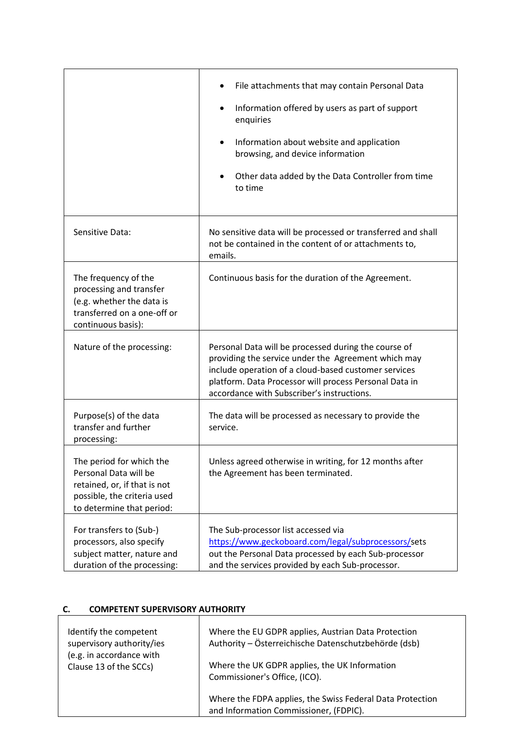| | |
|---|---|
| | • File attachments that may contain Personal Data<br>• Information offered by users as part of support enquiries<br>• Information about website and application browsing, and device information<br>• Other data added by the Data Controller from time to time |
| Sensitive Data: | No sensitive data will be processed or transferred and shall not be contained in the content of or attachments to, emails. |
| The frequency of the processing and transfer (e.g. whether the data is transferred on a one-off or continuous basis): | Continuous basis for the duration of the Agreement. |
| Nature of the processing: | Personal Data will be processed during the course of providing the service under the Agreement which may include operation of a cloud-based customer services platform. Data Processor will process Personal Data in accordance with Subscriber's instructions. |
| Purpose(s) of the data transfer and further processing: | The data will be processed as necessary to provide the service. |
| The period for which the Personal Data will be retained, or, if that is not possible, the criteria used to determine that period: | Unless agreed otherwise in writing, for 12 months after the Agreement has been terminated. |
| For transfers to (Sub-) processors, also specify subject matter, nature and duration of the processing: | The Sub-processor list accessed via https://www.geckoboard.com/legal/subprocessors/sets out the Personal Data processed by each Sub-processor and the services provided by each Sub-processor. |

**C. COMPETENT SUPERVISORY AUTHORITY**

| | |
|---|---|
| Identify the competent supervisory authority/ies (e.g. in accordance with Clause 13 of the SCCs) | Where the EU GDPR applies, Austrian Data Protection Authority – Österreichische Datenschutzbehörde (dsb)<br><br>Where the UK GDPR applies, the UK Information Commissioner's Office, (ICO).<br><br>Where the FDPA applies, the Swiss Federal Data Protection and Information Commissioner, (FDPIC). |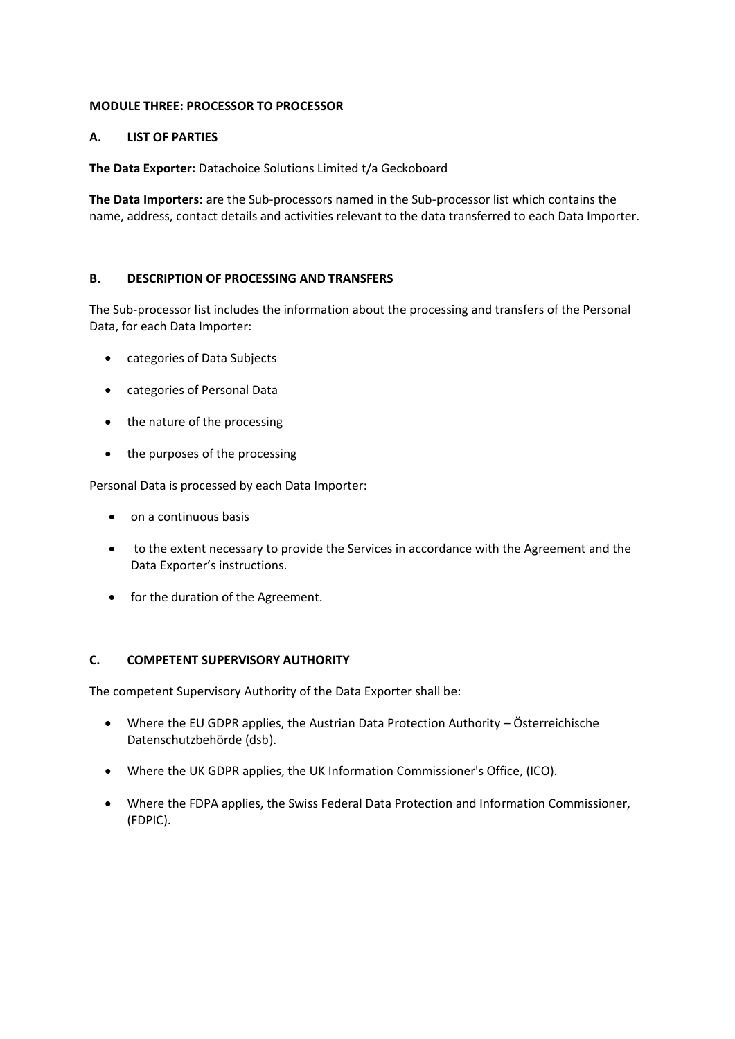**MODULE THREE: PROCESSOR TO PROCESSOR**

**A. LIST OF PARTIES**

**The Data Exporter:** Datachoice Solutions Limited t/a Geckoboard

**The Data Importers:** are the Sub-processors named in the Sub-processor list which contains the name, address, contact details and activities relevant to the data transferred to each Data Importer.

**B. DESCRIPTION OF PROCESSING AND TRANSFERS**

The Sub-processor list includes the information about the processing and transfers of the Personal Data, for each Data Importer:

- categories of Data Subjects
- categories of Personal Data
- the nature of the processing
- the purposes of the processing

Personal Data is processed by each Data Importer:

- on a continuous basis
- to the extent necessary to provide the Services in accordance with the Agreement and the Data Exporter's instructions.
- for the duration of the Agreement.

**C. COMPETENT SUPERVISORY AUTHORITY**

The competent Supervisory Authority of the Data Exporter shall be:

- Where the EU GDPR applies, the Austrian Data Protection Authority – Österreichische Datenschutzbehörde (dsb).
- Where the UK GDPR applies, the UK Information Commissioner's Office, (ICO).
- Where the FDPA applies, the Swiss Federal Data Protection and Information Commissioner, (FDPIC).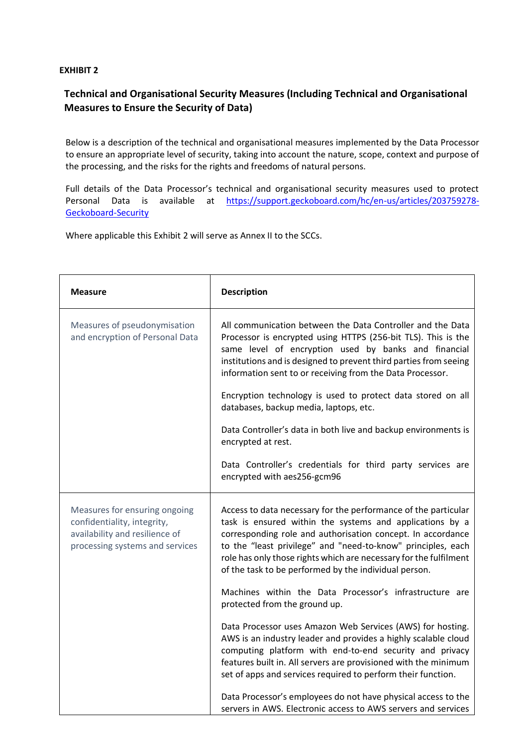**EXHIBIT 2**

## Technical and Organisational Security Measures (Including Technical and Organisational Measures to Ensure the Security of Data)

Below is a description of the technical and organisational measures implemented by the Data Processor to ensure an appropriate level of security, taking into account the nature, scope, context and purpose of the processing, and the risks for the rights and freedoms of natural persons.

Full details of the Data Processor's technical and organisational security measures used to protect Personal Data is available at [https://support.geckoboard.com/hc/en-us/articles/203759278-Geckoboard-Security](https://support.geckoboard.com/hc/en-us/articles/203759278-Geckoboard-Security)

Where applicable this Exhibit 2 will serve as Annex II to the SCCs.

| Measure | Description |
|---|---|
| Measures of pseudonymisation and encryption of Personal Data | All communication between the Data Controller and the Data Processor is encrypted using HTTPS (256-bit TLS). This is the same level of encryption used by banks and financial institutions and is designed to prevent third parties from seeing information sent to or receiving from the Data Processor.<br><br>Encryption technology is used to protect data stored on all databases, backup media, laptops, etc.<br><br>Data Controller's data in both live and backup environments is encrypted at rest.<br><br>Data Controller's credentials for third party services are encrypted with aes256-gcm96 |
| Measures for ensuring ongoing confidentiality, integrity, availability and resilience of processing systems and services | Access to data necessary for the performance of the particular task is ensured within the systems and applications by a corresponding role and authorisation concept. In accordance to the "least privilege" and "need-to-know" principles, each role has only those rights which are necessary for the fulfilment of the task to be performed by the individual person.<br><br>Machines within the Data Processor's infrastructure are protected from the ground up.<br><br>Data Processor uses Amazon Web Services (AWS) for hosting. AWS is an industry leader and provides a highly scalable cloud computing platform with end-to-end security and privacy features built in. All servers are provisioned with the minimum set of apps and services required to perform their function.<br><br>Data Processor's employees do not have physical access to the servers in AWS. Electronic access to AWS servers and services |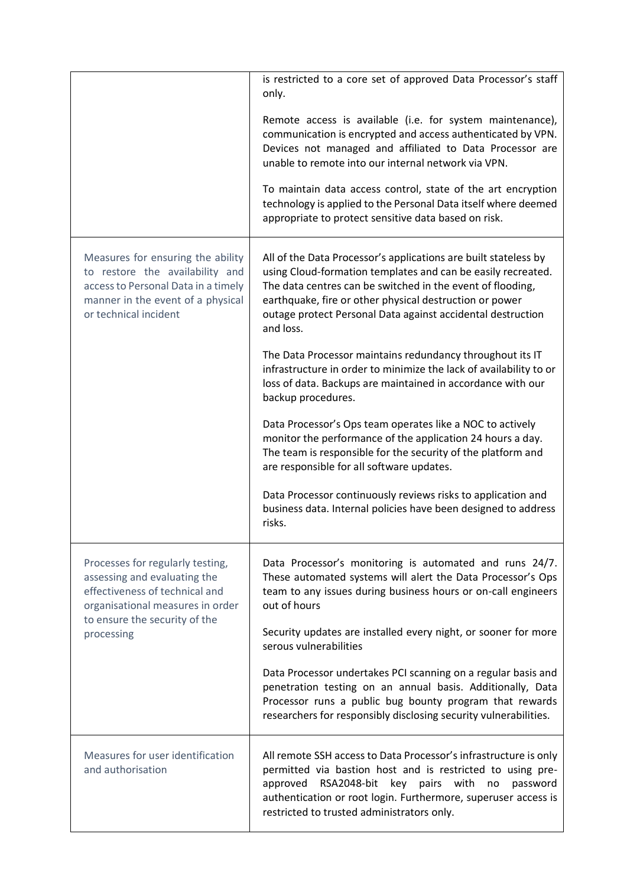| | |
|---|---|
| | is restricted to a core set of approved Data Processor's staff only.<br><br>Remote access is available (i.e. for system maintenance), communication is encrypted and access authenticated by VPN. Devices not managed and affiliated to Data Processor are unable to remote into our internal network via VPN.<br><br>To maintain data access control, state of the art encryption technology is applied to the Personal Data itself where deemed appropriate to protect sensitive data based on risk. |
| Measures for ensuring the ability to restore the availability and access to Personal Data in a timely manner in the event of a physical or technical incident | All of the Data Processor's applications are built stateless by using Cloud-formation templates and can be easily recreated. The data centres can be switched in the event of flooding, earthquake, fire or other physical destruction or power outage protect Personal Data against accidental destruction and loss.<br><br>The Data Processor maintains redundancy throughout its IT infrastructure in order to minimize the lack of availability to or loss of data. Backups are maintained in accordance with our backup procedures.<br><br>Data Processor's Ops team operates like a NOC to actively monitor the performance of the application 24 hours a day. The team is responsible for the security of the platform and are responsible for all software updates.<br><br>Data Processor continuously reviews risks to application and business data. Internal policies have been designed to address risks. |
| Processes for regularly testing, assessing and evaluating the effectiveness of technical and organisational measures in order to ensure the security of the processing | Data Processor's monitoring is automated and runs 24/7. These automated systems will alert the Data Processor's Ops team to any issues during business hours or on-call engineers out of hours<br><br>Security updates are installed every night, or sooner for more serous vulnerabilities<br><br>Data Processor undertakes PCI scanning on a regular basis and penetration testing on an annual basis. Additionally, Data Processor runs a public bug bounty program that rewards researchers for responsibly disclosing security vulnerabilities. |
| Measures for user identification and authorisation | All remote SSH access to Data Processor's infrastructure is only permitted via bastion host and is restricted to using pre-approved RSA2048-bit key pairs with no password authentication or root login. Furthermore, superuser access is restricted to trusted administrators only. |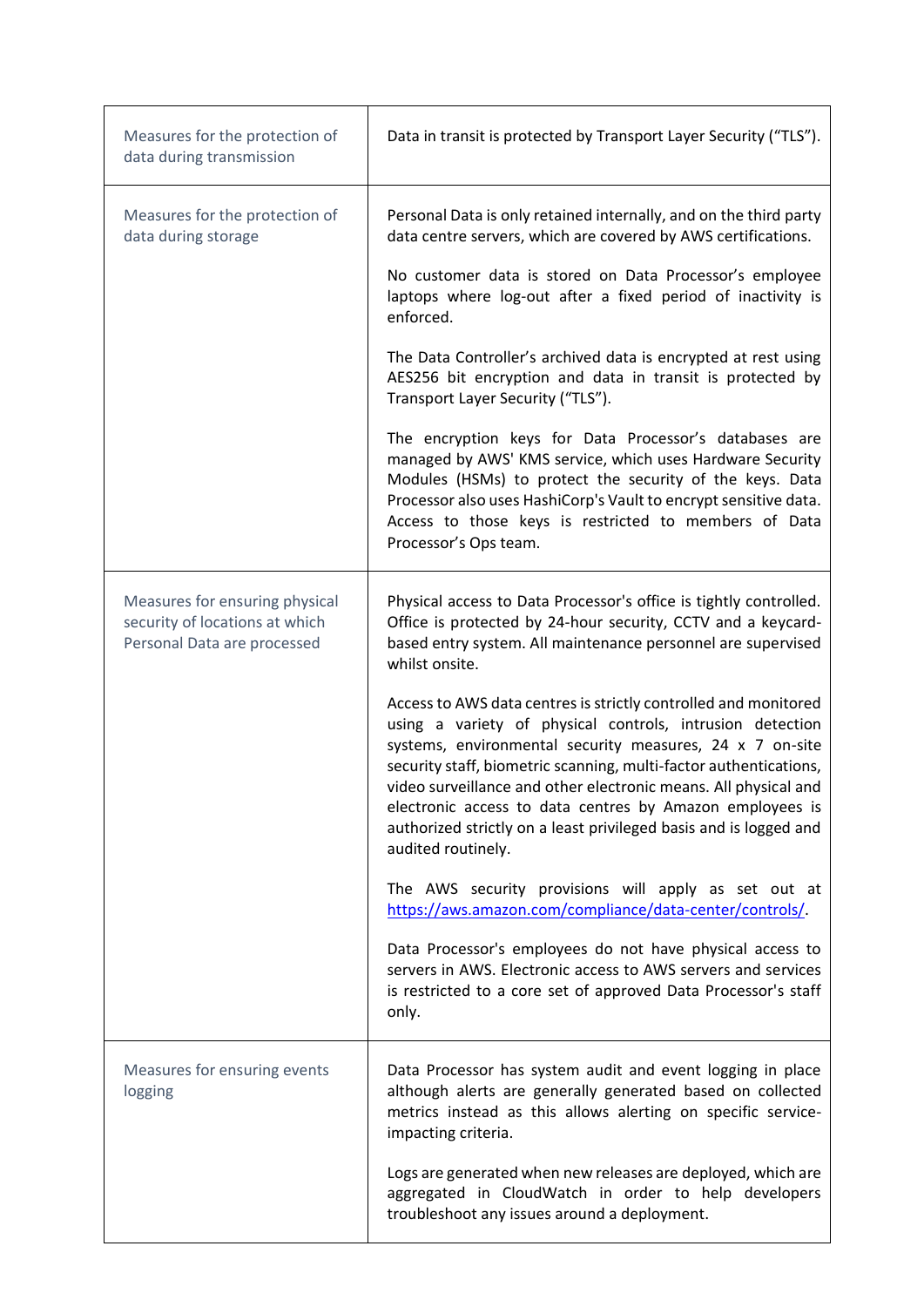| | |
|---|---|
| Measures for the protection of data during transmission | Data in transit is protected by Transport Layer Security ("TLS"). |
| Measures for the protection of data during storage | Personal Data is only retained internally, and on the third party data centre servers, which are covered by AWS certifications.<br><br>No customer data is stored on Data Processor's employee laptops where log-out after a fixed period of inactivity is enforced.<br><br>The Data Controller's archived data is encrypted at rest using AES256 bit encryption and data in transit is protected by Transport Layer Security ("TLS").<br><br>The encryption keys for Data Processor's databases are managed by AWS' KMS service, which uses Hardware Security Modules (HSMs) to protect the security of the keys. Data Processor also uses HashiCorp's Vault to encrypt sensitive data. Access to those keys is restricted to members of Data Processor's Ops team. |
| Measures for ensuring physical security of locations at which Personal Data are processed | Physical access to Data Processor's office is tightly controlled. Office is protected by 24-hour security, CCTV and a keycard-based entry system. All maintenance personnel are supervised whilst onsite.<br><br>Access to AWS data centres is strictly controlled and monitored using a variety of physical controls, intrusion detection systems, environmental security measures, 24 x 7 on-site security staff, biometric scanning, multi-factor authentications, video surveillance and other electronic means. All physical and electronic access to data centres by Amazon employees is authorized strictly on a least privileged basis and is logged and audited routinely.<br><br>The AWS security provisions will apply as set out at [https://aws.amazon.com/compliance/data-center/controls/](https://aws.amazon.com/compliance/data-center/controls/).<br><br>Data Processor's employees do not have physical access to servers in AWS. Electronic access to AWS servers and services is restricted to a core set of approved Data Processor's staff only. |
| Measures for ensuring events logging | Data Processor has system audit and event logging in place although alerts are generally generated based on collected metrics instead as this allows alerting on specific service-impacting criteria.<br><br>Logs are generated when new releases are deployed, which are aggregated in CloudWatch in order to help developers troubleshoot any issues around a deployment. |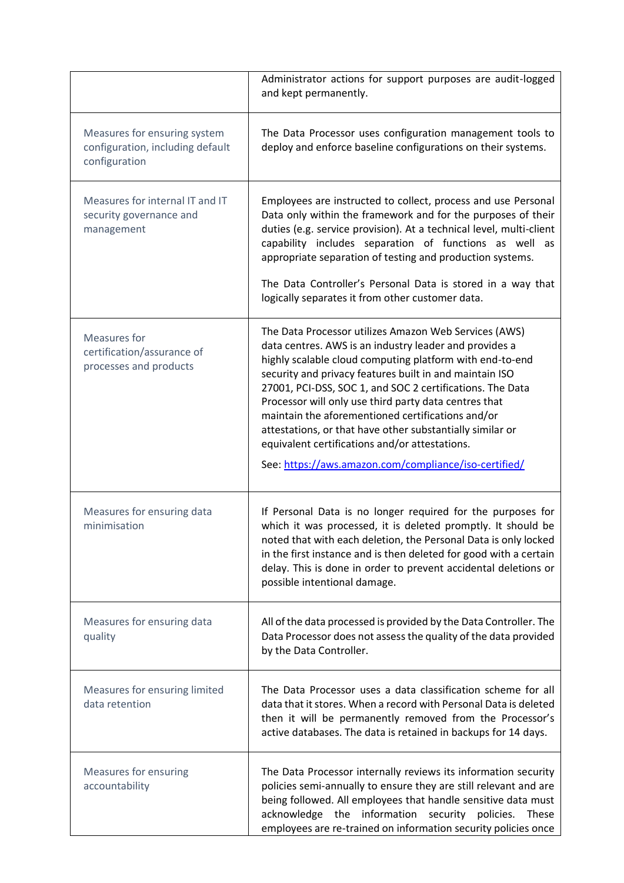| | |
|---|---|
| | Administrator actions for support purposes are audit-logged and kept permanently. |
| Measures for ensuring system configuration, including default configuration | The Data Processor uses configuration management tools to deploy and enforce baseline configurations on their systems. |
| Measures for internal IT and IT security governance and management | Employees are instructed to collect, process and use Personal Data only within the framework and for the purposes of their duties (e.g. service provision). At a technical level, multi-client capability includes separation of functions as well as appropriate separation of testing and production systems.<br><br>The Data Controller's Personal Data is stored in a way that logically separates it from other customer data. |
| Measures for certification/assurance of processes and products | The Data Processor utilizes Amazon Web Services (AWS) data centres. AWS is an industry leader and provides a highly scalable cloud computing platform with end-to-end security and privacy features built in and maintain ISO 27001, PCI-DSS, SOC 1, and SOC 2 certifications. The Data Processor will only use third party data centres that maintain the aforementioned certifications and/or attestations, or that have other substantially similar or equivalent certifications and/or attestations.<br><br>See: [https://aws.amazon.com/compliance/iso-certified/](https://aws.amazon.com/compliance/iso-certified/) |
| Measures for ensuring data minimisation | If Personal Data is no longer required for the purposes for which it was processed, it is deleted promptly. It should be noted that with each deletion, the Personal Data is only locked in the first instance and is then deleted for good with a certain delay. This is done in order to prevent accidental deletions or possible intentional damage. |
| Measures for ensuring data quality | All of the data processed is provided by the Data Controller. The Data Processor does not assess the quality of the data provided by the Data Controller. |
| Measures for ensuring limited data retention | The Data Processor uses a data classification scheme for all data that it stores. When a record with Personal Data is deleted then it will be permanently removed from the Processor's active databases. The data is retained in backups for 14 days. |
| Measures for ensuring accountability | The Data Processor internally reviews its information security policies semi-annually to ensure they are still relevant and are being followed. All employees that handle sensitive data must acknowledge the information security policies. These employees are re-trained on information security policies once |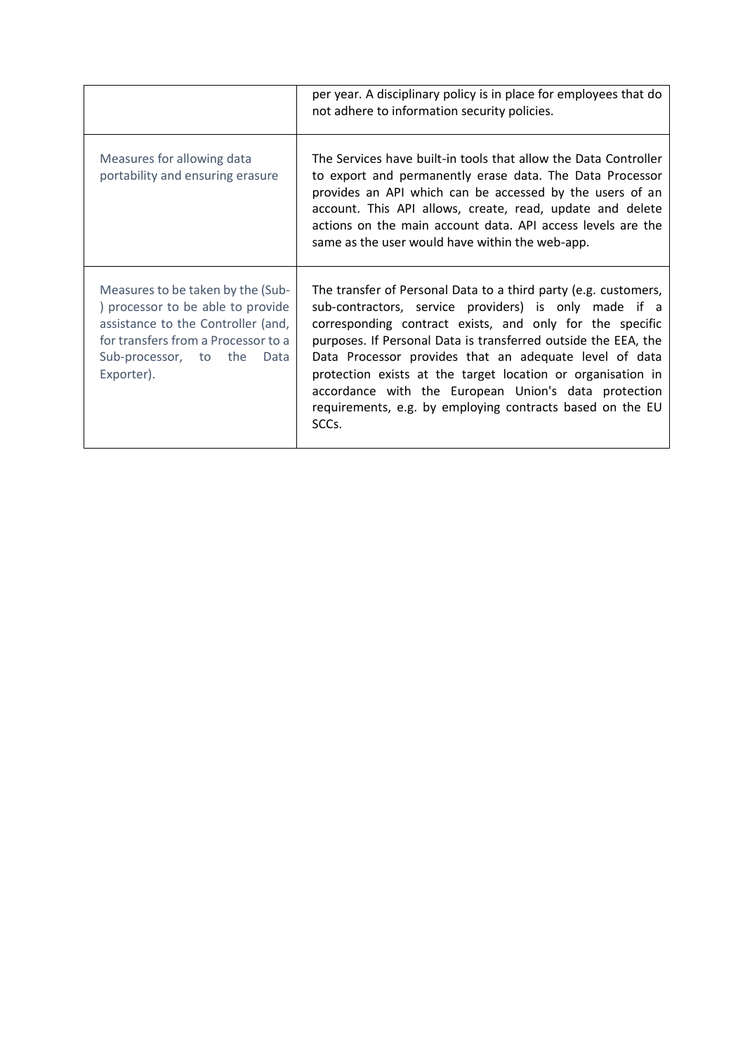| | |
|---|---|
| | per year. A disciplinary policy is in place for employees that do not adhere to information security policies. |
| Measures for allowing data portability and ensuring erasure | The Services have built-in tools that allow the Data Controller to export and permanently erase data. The Data Processor provides an API which can be accessed by the users of an account. This API allows, create, read, update and delete actions on the main account data. API access levels are the same as the user would have within the web-app. |
| Measures to be taken by the (Sub-) processor to be able to provide assistance to the Controller (and, for transfers from a Processor to a Sub-processor, to the Data Exporter). | The transfer of Personal Data to a third party (e.g. customers, sub-contractors, service providers) is only made if a corresponding contract exists, and only for the specific purposes. If Personal Data is transferred outside the EEA, the Data Processor provides that an adequate level of data protection exists at the target location or organisation in accordance with the European Union's data protection requirements, e.g. by employing contracts based on the EU SCCs. |